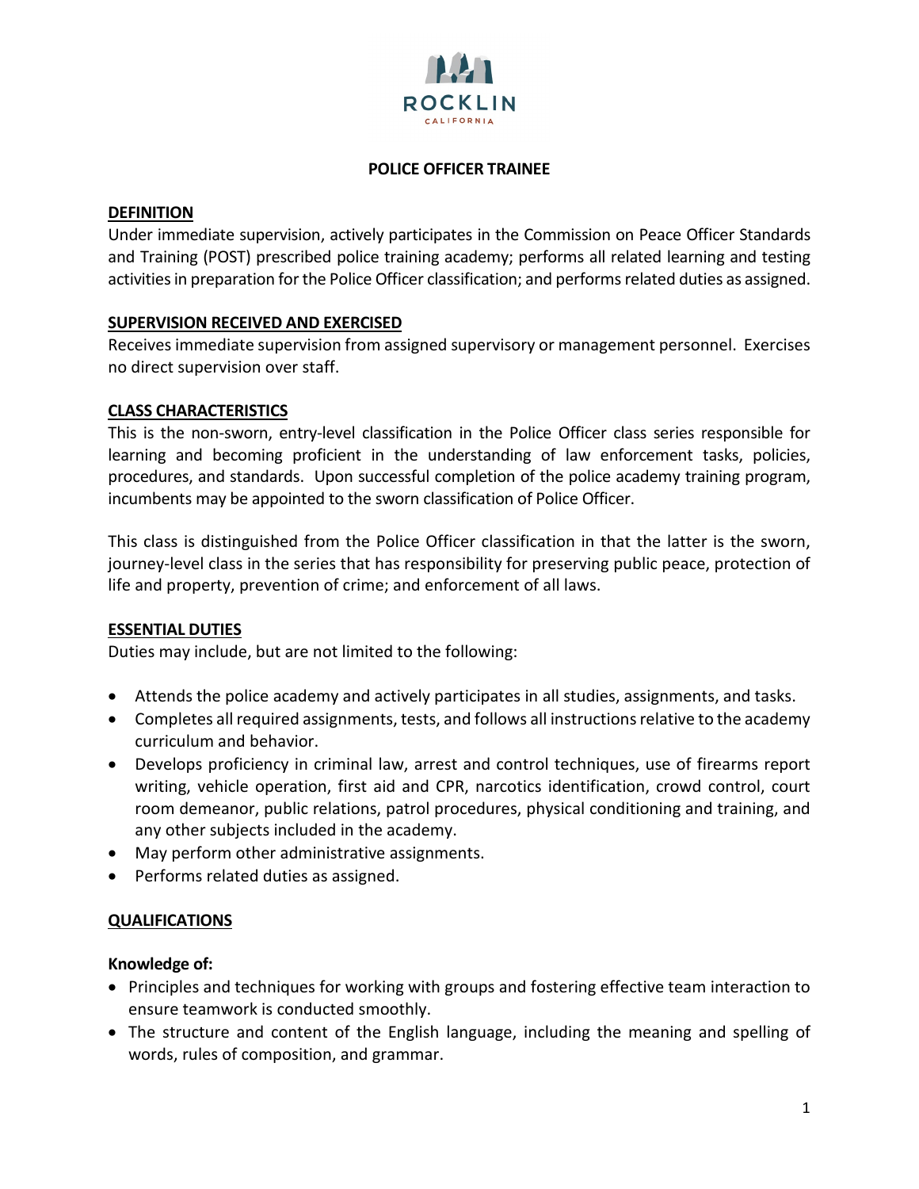ROCKLIN
CALIFORNIA

# POLICE OFFICER TRAINEE

## DEFINITION

Under immediate supervision, actively participates in the Commission on Peace Officer Standards and Training (POST) prescribed police training academy; performs all related learning and testing activities in preparation for the Police Officer classification; and performs related duties as assigned.

## SUPERVISION RECEIVED AND EXERCISED

Receives immediate supervision from assigned supervisory or management personnel. Exercises no direct supervision over staff.

## CLASS CHARACTERISTICS

This is the non-sworn, entry-level classification in the Police Officer class series responsible for learning and becoming proficient in the understanding of law enforcement tasks, policies, procedures, and standards. Upon successful completion of the police academy training program, incumbents may be appointed to the sworn classification of Police Officer.

This class is distinguished from the Police Officer classification in that the latter is the sworn, journey-level class in the series that has responsibility for preserving public peace, protection of life and property, prevention of crime; and enforcement of all laws.

## ESSENTIAL DUTIES

Duties may include, but are not limited to the following:

- Attends the police academy and actively participates in all studies, assignments, and tasks.
- Completes all required assignments, tests, and follows all instructions relative to the academy curriculum and behavior.
- Develops proficiency in criminal law, arrest and control techniques, use of firearms report writing, vehicle operation, first aid and CPR, narcotics identification, crowd control, court room demeanor, public relations, patrol procedures, physical conditioning and training, and any other subjects included in the academy.
- May perform other administrative assignments.
- Performs related duties as assigned.

## QUALIFICATIONS

### Knowledge of:

- Principles and techniques for working with groups and fostering effective team interaction to ensure teamwork is conducted smoothly.
- The structure and content of the English language, including the meaning and spelling of words, rules of composition, and grammar.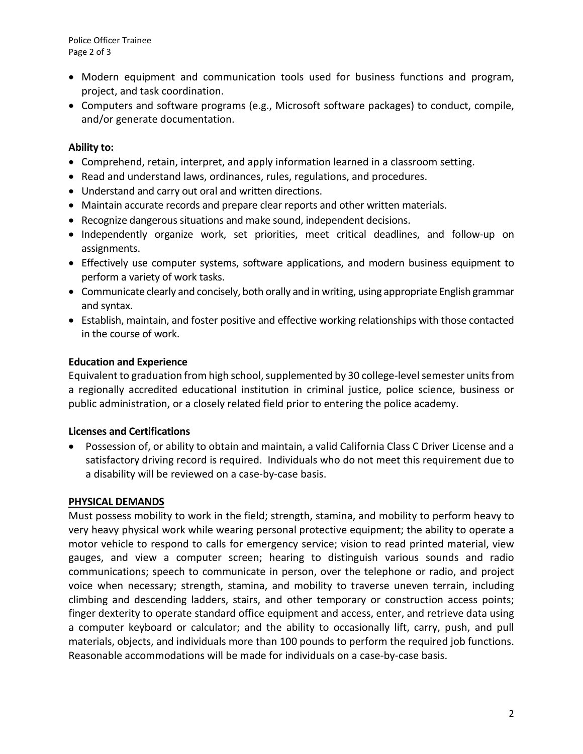- Modern equipment and communication tools used for business functions and program, project, and task coordination.
- Computers and software programs (e.g., Microsoft software packages) to conduct, compile, and/or generate documentation.

**Ability to:**

- Comprehend, retain, interpret, and apply information learned in a classroom setting.
- Read and understand laws, ordinances, rules, regulations, and procedures.
- Understand and carry out oral and written directions.
- Maintain accurate records and prepare clear reports and other written materials.
- Recognize dangerous situations and make sound, independent decisions.
- Independently organize work, set priorities, meet critical deadlines, and follow-up on assignments.
- Effectively use computer systems, software applications, and modern business equipment to perform a variety of work tasks.
- Communicate clearly and concisely, both orally and in writing, using appropriate English grammar and syntax.
- Establish, maintain, and foster positive and effective working relationships with those contacted in the course of work.

**Education and Experience**

Equivalent to graduation from high school, supplemented by 30 college-level semester units from a regionally accredited educational institution in criminal justice, police science, business or public administration, or a closely related field prior to entering the police academy.

**Licenses and Certifications**

- Possession of, or ability to obtain and maintain, a valid California Class C Driver License and a satisfactory driving record is required. Individuals who do not meet this requirement due to a disability will be reviewed on a case-by-case basis.

**PHYSICAL DEMANDS**

Must possess mobility to work in the field; strength, stamina, and mobility to perform heavy to very heavy physical work while wearing personal protective equipment; the ability to operate a motor vehicle to respond to calls for emergency service; vision to read printed material, view gauges, and view a computer screen; hearing to distinguish various sounds and radio communications; speech to communicate in person, over the telephone or radio, and project voice when necessary; strength, stamina, and mobility to traverse uneven terrain, including climbing and descending ladders, stairs, and other temporary or construction access points; finger dexterity to operate standard office equipment and access, enter, and retrieve data using a computer keyboard or calculator; and the ability to occasionally lift, carry, push, and pull materials, objects, and individuals more than 100 pounds to perform the required job functions. Reasonable accommodations will be made for individuals on a case-by-case basis.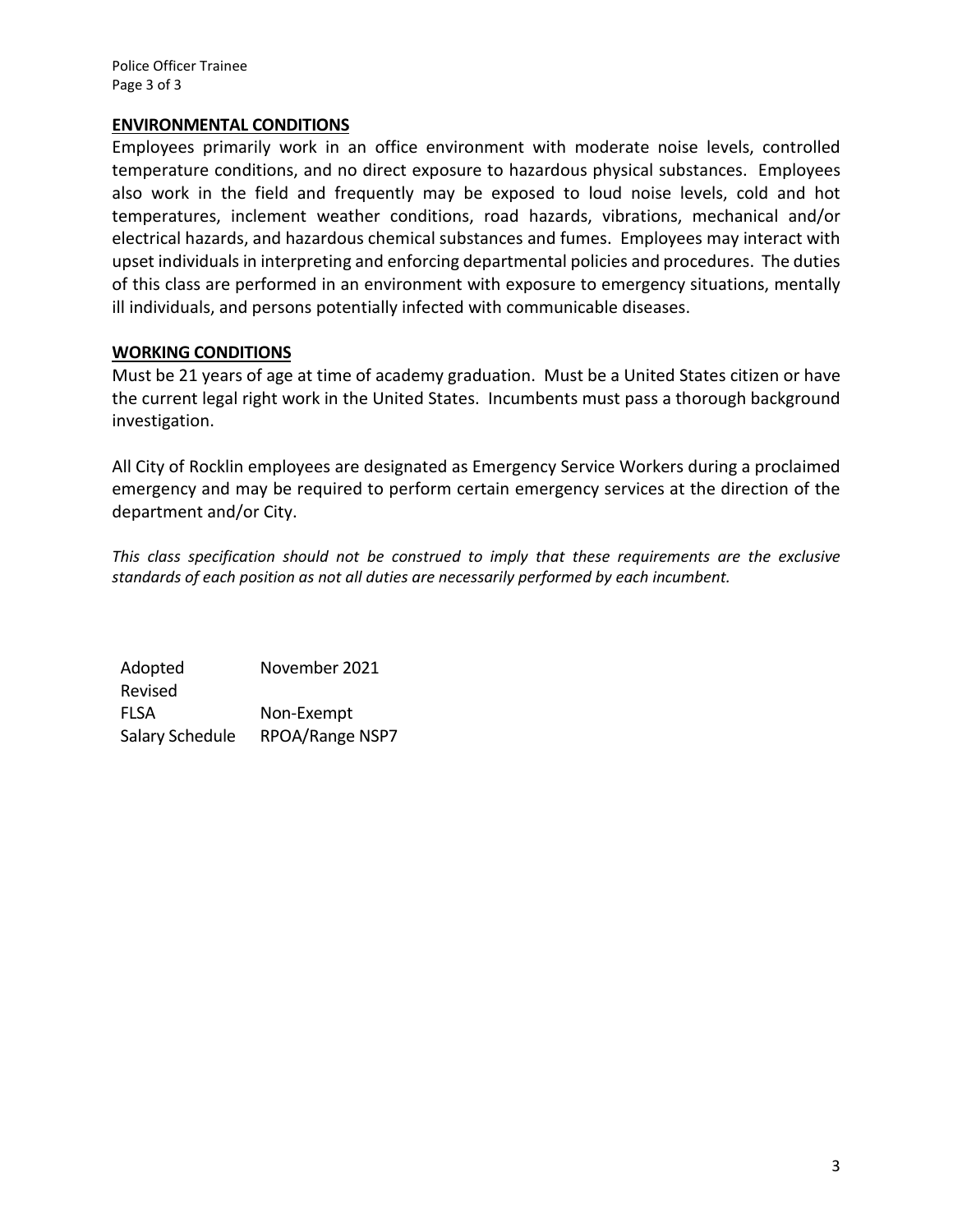## ENVIRONMENTAL CONDITIONS

Employees primarily work in an office environment with moderate noise levels, controlled temperature conditions, and no direct exposure to hazardous physical substances. Employees also work in the field and frequently may be exposed to loud noise levels, cold and hot temperatures, inclement weather conditions, road hazards, vibrations, mechanical and/or electrical hazards, and hazardous chemical substances and fumes. Employees may interact with upset individuals in interpreting and enforcing departmental policies and procedures. The duties of this class are performed in an environment with exposure to emergency situations, mentally ill individuals, and persons potentially infected with communicable diseases.

## WORKING CONDITIONS

Must be 21 years of age at time of academy graduation. Must be a United States citizen or have the current legal right work in the United States. Incumbents must pass a thorough background investigation.

All City of Rocklin employees are designated as Emergency Service Workers during a proclaimed emergency and may be required to perform certain emergency services at the direction of the department and/or City.

*This class specification should not be construed to imply that these requirements are the exclusive standards of each position as not all duties are necessarily performed by each incumbent.*

| | |
|---|---|
| Adopted | November 2021 |
| Revised | |
| FLSA | Non-Exempt |
| Salary Schedule | RPOA/Range NSP7 |